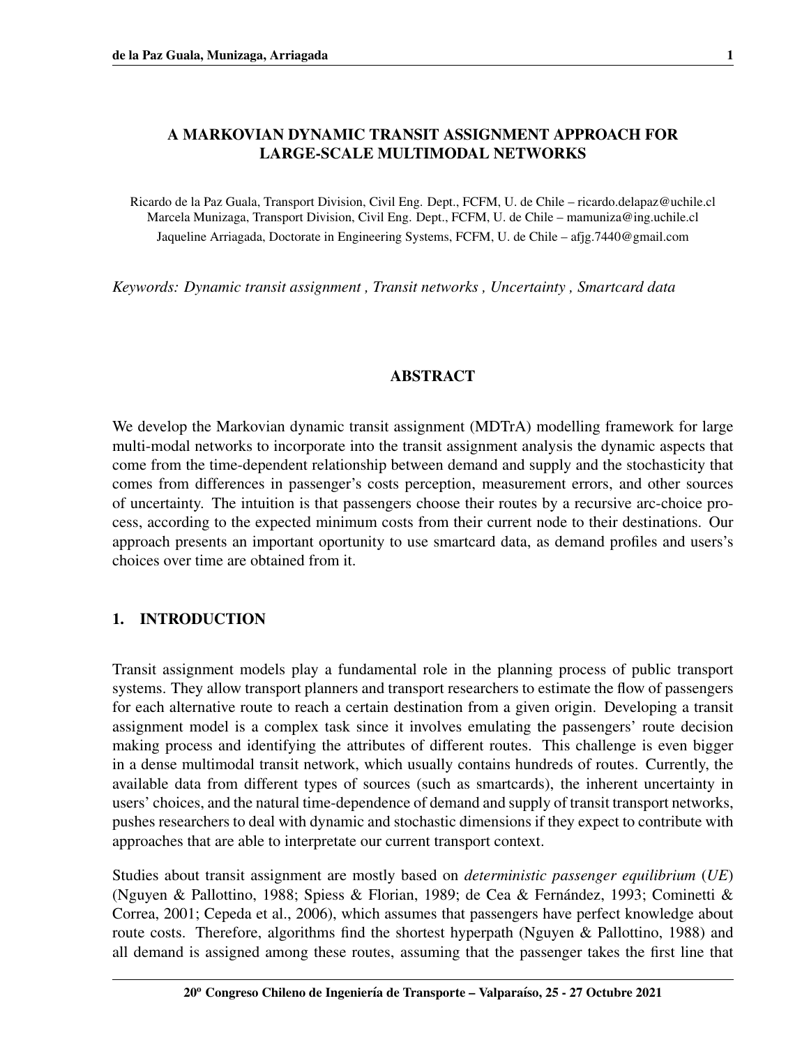# A MARKOVIAN DYNAMIC TRANSIT ASSIGNMENT APPROACH FOR LARGE-SCALE MULTIMODAL NETWORKS

Ricardo de la Paz Guala, Transport Division, Civil Eng. Dept., FCFM, U. de Chile – ricardo.delapaz@uchile.cl
Marcela Munizaga, Transport Division, Civil Eng. Dept., FCFM, U. de Chile – mamuniza@ing.uchile.cl
Jaqueline Arriagada, Doctorate in Engineering Systems, FCFM, U. de Chile – afjg.7440@gmail.com

*Keywords: Dynamic transit assignment , Transit networks , Uncertainty , Smartcard data*

## ABSTRACT

We develop the Markovian dynamic transit assignment (MDTrA) modelling framework for large multi-modal networks to incorporate into the transit assignment analysis the dynamic aspects that come from the time-dependent relationship between demand and supply and the stochasticity that comes from differences in passenger's costs perception, measurement errors, and other sources of uncertainty. The intuition is that passengers choose their routes by a recursive arc-choice process, according to the expected minimum costs from their current node to their destinations. Our approach presents an important oportunity to use smartcard data, as demand profiles and users's choices over time are obtained from it.

## 1. INTRODUCTION

Transit assignment models play a fundamental role in the planning process of public transport systems. They allow transport planners and transport researchers to estimate the flow of passengers for each alternative route to reach a certain destination from a given origin. Developing a transit assignment model is a complex task since it involves emulating the passengers' route decision making process and identifying the attributes of different routes. This challenge is even bigger in a dense multimodal transit network, which usually contains hundreds of routes. Currently, the available data from different types of sources (such as smartcards), the inherent uncertainty in users' choices, and the natural time-dependence of demand and supply of transit transport networks, pushes researchers to deal with dynamic and stochastic dimensions if they expect to contribute with approaches that are able to interpretate our current transport context.

Studies about transit assignment are mostly based on *deterministic passenger equilibrium* (*UE*) (Nguyen & Pallottino, 1988; Spiess & Florian, 1989; de Cea & Fernández, 1993; Cominetti & Correa, 2001; Cepeda et al., 2006), which assumes that passengers have perfect knowledge about route costs. Therefore, algorithms find the shortest hyperpath (Nguyen & Pallottino, 1988) and all demand is assigned among these routes, assuming that the passenger takes the first line that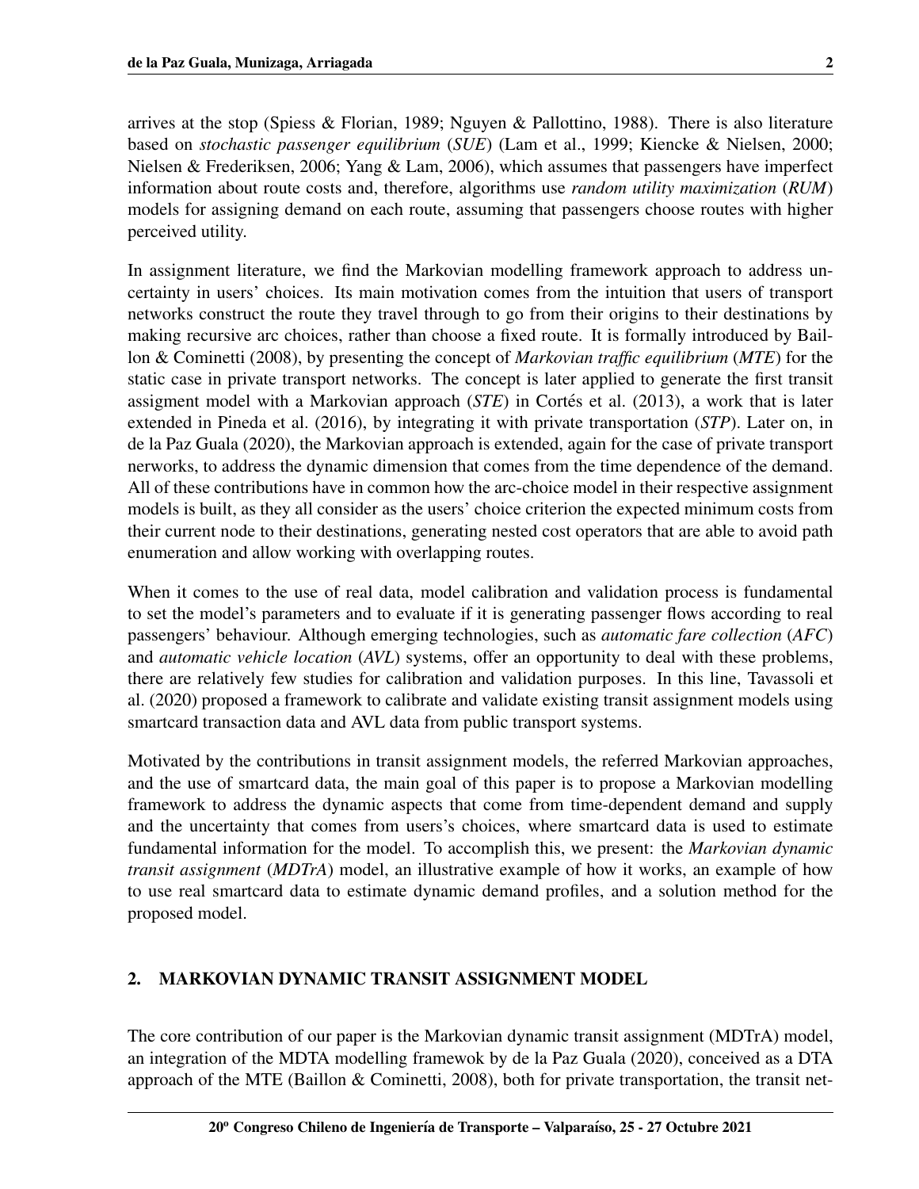arrives at the stop (Spiess & Florian, 1989; Nguyen & Pallottino, 1988). There is also literature based on *stochastic passenger equilibrium* (*SUE*) (Lam et al., 1999; Kiencke & Nielsen, 2000; Nielsen & Frederiksen, 2006; Yang & Lam, 2006), which assumes that passengers have imperfect information about route costs and, therefore, algorithms use *random utility maximization* (*RUM*) models for assigning demand on each route, assuming that passengers choose routes with higher perceived utility.

In assignment literature, we find the Markovian modelling framework approach to address uncertainty in users' choices. Its main motivation comes from the intuition that users of transport networks construct the route they travel through to go from their origins to their destinations by making recursive arc choices, rather than choose a fixed route. It is formally introduced by Baillon & Cominetti (2008), by presenting the concept of *Markovian traffic equilibrium* (*MTE*) for the static case in private transport networks. The concept is later applied to generate the first transit assigment model with a Markovian approach (*STE*) in Cortés et al. (2013), a work that is later extended in Pineda et al. (2016), by integrating it with private transportation (*STP*). Later on, in de la Paz Guala (2020), the Markovian approach is extended, again for the case of private transport nerworks, to address the dynamic dimension that comes from the time dependence of the demand. All of these contributions have in common how the arc-choice model in their respective assignment models is built, as they all consider as the users' choice criterion the expected minimum costs from their current node to their destinations, generating nested cost operators that are able to avoid path enumeration and allow working with overlapping routes.

When it comes to the use of real data, model calibration and validation process is fundamental to set the model's parameters and to evaluate if it is generating passenger flows according to real passengers' behaviour. Although emerging technologies, such as *automatic fare collection* (*AFC*) and *automatic vehicle location* (*AVL*) systems, offer an opportunity to deal with these problems, there are relatively few studies for calibration and validation purposes. In this line, Tavassoli et al. (2020) proposed a framework to calibrate and validate existing transit assignment models using smartcard transaction data and AVL data from public transport systems.

Motivated by the contributions in transit assignment models, the referred Markovian approaches, and the use of smartcard data, the main goal of this paper is to propose a Markovian modelling framework to address the dynamic aspects that come from time-dependent demand and supply and the uncertainty that comes from users's choices, where smartcard data is used to estimate fundamental information for the model. To accomplish this, we present: the *Markovian dynamic transit assignment* (*MDTrA*) model, an illustrative example of how it works, an example of how to use real smartcard data to estimate dynamic demand profiles, and a solution method for the proposed model.

## 2. MARKOVIAN DYNAMIC TRANSIT ASSIGNMENT MODEL

The core contribution of our paper is the Markovian dynamic transit assignment (MDTrA) model, an integration of the MDTA modelling framewok by de la Paz Guala (2020), conceived as a DTA approach of the MTE (Baillon & Cominetti, 2008), both for private transportation, the transit net-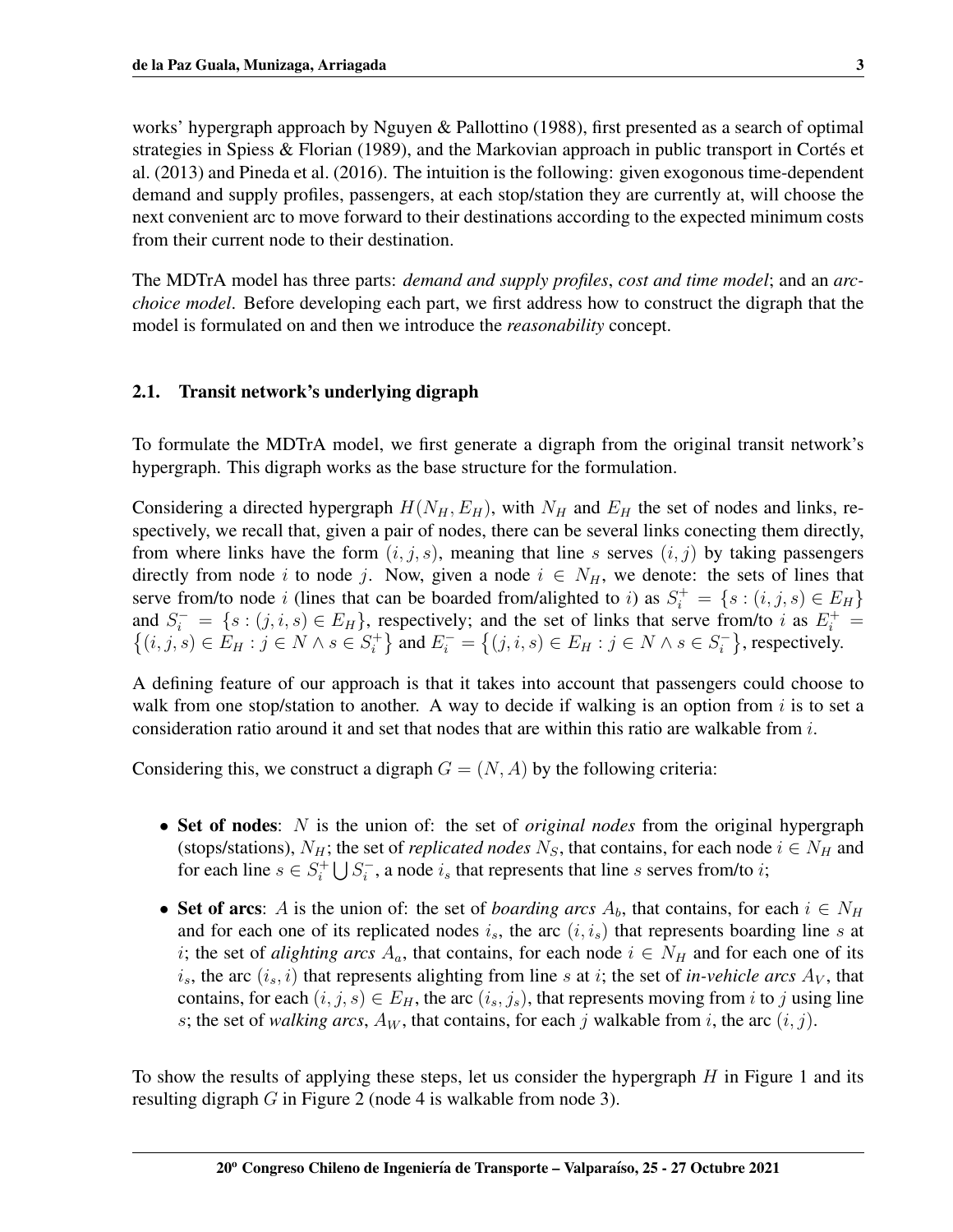works' hypergraph approach by Nguyen & Pallottino (1988), first presented as a search of optimal strategies in Spiess & Florian (1989), and the Markovian approach in public transport in Cortés et al. (2013) and Pineda et al. (2016). The intuition is the following: given exogonous time-dependent demand and supply profiles, passengers, at each stop/station they are currently at, will choose the next convenient arc to move forward to their destinations according to the expected minimum costs from their current node to their destination.

The MDTrA model has three parts: *demand and supply profiles*, *cost and time model*; and an *arc-choice model*. Before developing each part, we first address how to construct the digraph that the model is formulated on and then we introduce the *reasonability* concept.

## 2.1. Transit network's underlying digraph

To formulate the MDTrA model, we first generate a digraph from the original transit network's hypergraph. This digraph works as the base structure for the formulation.

Considering a directed hypergraph $H(N_H, E_H)$, with $N_H$ and $E_H$ the set of nodes and links, respectively, we recall that, given a pair of nodes, there can be several links conecting them directly, from where links have the form $(i, j, s)$, meaning that line $s$ serves $(i, j)$ by taking passengers directly from node $i$ to node $j$. Now, given a node $i \in N_H$, we denote: the sets of lines that serve from/to node $i$ (lines that can be boarded from/alighted to $i$) as $S_i^+ = \{s : (i, j, s) \in E_H\}$ and $S_i^- = \{s : (j, i, s) \in E_H\}$, respectively; and the set of links that serve from/to $i$ as $E_i^+ = \left\{(i, j, s) \in E_H : j \in N \wedge s \in S_i^+\right\}$ and $E_i^- = \left\{(j, i, s) \in E_H : j \in N \wedge s \in S_i^-\right\}$, respectively.

A defining feature of our approach is that it takes into account that passengers could choose to walk from one stop/station to another. A way to decide if walking is an option from $i$ is to set a consideration ratio around it and set that nodes that are within this ratio are walkable from $i$.

Considering this, we construct a digraph $G = (N, A)$ by the following criteria:

- **Set of nodes**: $N$ is the union of: the set of *original nodes* from the original hypergraph (stops/stations), $N_H$; the set of *replicated nodes* $N_S$, that contains, for each node $i \in N_H$ and for each line $s \in S_i^+ \bigcup S_i^-$, a node $i_s$ that represents that line $s$ serves from/to $i$;
- **Set of arcs**: $A$ is the union of: the set of *boarding arcs* $A_b$, that contains, for each $i \in N_H$ and for each one of its replicated nodes $i_s$, the arc $(i, i_s)$ that represents boarding line $s$ at $i$; the set of *alighting arcs* $A_a$, that contains, for each node $i \in N_H$ and for each one of its $i_s$, the arc $(i_s, i)$ that represents alighting from line $s$ at $i$; the set of *in-vehicle arcs* $A_V$, that contains, for each $(i, j, s) \in E_H$, the arc $(i_s, j_s)$, that represents moving from $i$ to $j$ using line $s$; the set of *walking arcs*, $A_W$, that contains, for each $j$ walkable from $i$, the arc $(i, j)$.

To show the results of applying these steps, let us consider the hypergraph $H$ in Figure 1 and its resulting digraph $G$ in Figure 2 (node 4 is walkable from node 3).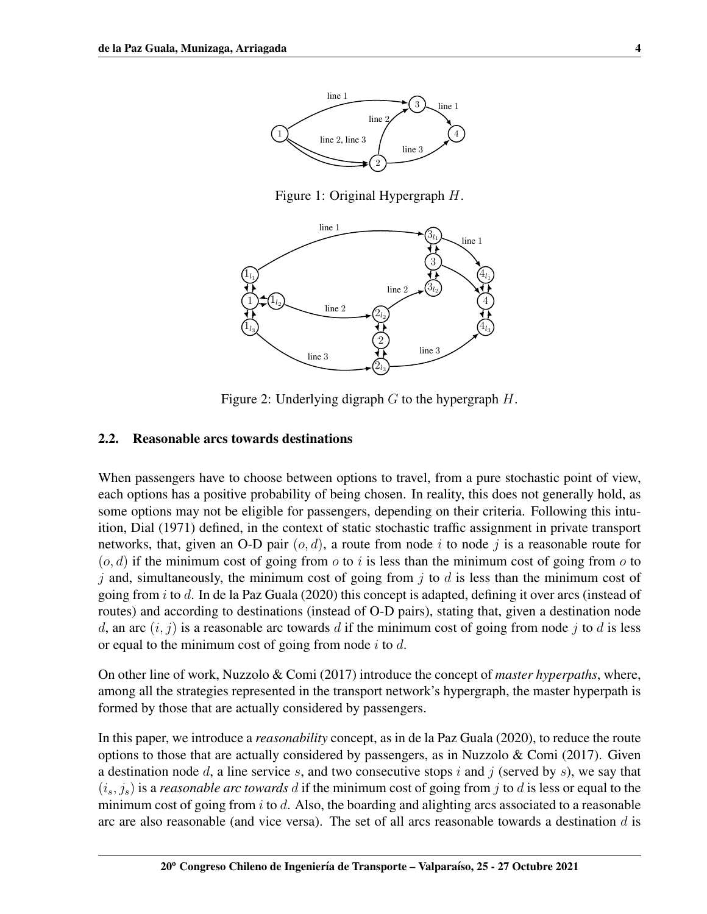Figure 1: Original Hypergraph $H$.

Figure 2: Underlying digraph $G$ to the hypergraph $H$.

### 2.2. Reasonable arcs towards destinations

When passengers have to choose between options to travel, from a pure stochastic point of view, each options has a positive probability of being chosen. In reality, this does not generally hold, as some options may not be eligible for passengers, depending on their criteria. Following this intuition, Dial (1971) defined, in the context of static stochastic traffic assignment in private transport networks, that, given an O-D pair $(o, d)$, a route from node $i$ to node $j$ is a reasonable route for $(o, d)$ if the minimum cost of going from $o$ to $i$ is less than the minimum cost of going from $o$ to $j$ and, simultaneously, the minimum cost of going from $j$ to $d$ is less than the minimum cost of going from $i$ to $d$. In de la Paz Guala (2020) this concept is adapted, defining it over arcs (instead of routes) and according to destinations (instead of O-D pairs), stating that, given a destination node $d$, an arc $(i, j)$ is a reasonable arc towards $d$ if the minimum cost of going from node $j$ to $d$ is less or equal to the minimum cost of going from node $i$ to $d$.

On other line of work, Nuzzolo & Comi (2017) introduce the concept of *master hyperpaths*, where, among all the strategies represented in the transport network's hypergraph, the master hyperpath is formed by those that are actually considered by passengers.

In this paper, we introduce a *reasonability* concept, as in de la Paz Guala (2020), to reduce the route options to those that are actually considered by passengers, as in Nuzzolo & Comi (2017). Given a destination node $d$, a line service $s$, and two consecutive stops $i$ and $j$ (served by $s$), we say that $(i_s, j_s)$ is a *reasonable arc towards* $d$ if the minimum cost of going from $j$ to $d$ is less or equal to the minimum cost of going from $i$ to $d$. Also, the boarding and alighting arcs associated to a reasonable arc are also reasonable (and vice versa). The set of all arcs reasonable towards a destination $d$ is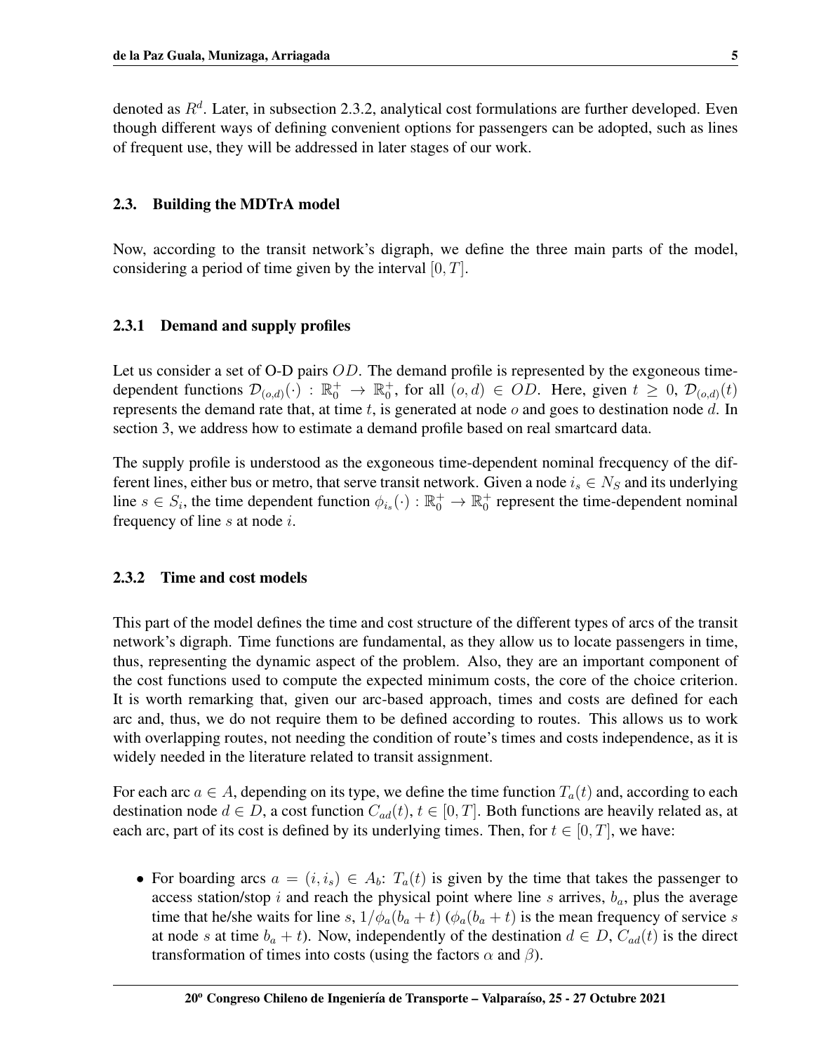denoted as $R^d$. Later, in subsection 2.3.2, analytical cost formulations are further developed. Even though different ways of defining convenient options for passengers can be adopted, such as lines of frequent use, they will be addressed in later stages of our work.

## 2.3. Building the MDTrA model

Now, according to the transit network's digraph, we define the three main parts of the model, considering a period of time given by the interval $[0, T]$.

### 2.3.1 Demand and supply profiles

Let us consider a set of O-D pairs $OD$. The demand profile is represented by the exgoneous time-dependent functions $\mathcal{D}_{(o,d)}(\cdot) : \mathbb{R}_0^+ \to \mathbb{R}_0^+$, for all $(o, d) \in OD$. Here, given $t \geq 0$, $\mathcal{D}_{(o,d)}(t)$ represents the demand rate that, at time $t$, is generated at node $o$ and goes to destination node $d$. In section 3, we address how to estimate a demand profile based on real smartcard data.

The supply profile is understood as the exgoneous time-dependent nominal frecquency of the different lines, either bus or metro, that serve transit network. Given a node $i_s \in N_S$ and its underlying line $s \in S_i$, the time dependent function $\phi_{i_s}(\cdot) : \mathbb{R}_0^+ \to \mathbb{R}_0^+$ represent the time-dependent nominal frequency of line $s$ at node $i$.

### 2.3.2 Time and cost models

This part of the model defines the time and cost structure of the different types of arcs of the transit network's digraph. Time functions are fundamental, as they allow us to locate passengers in time, thus, representing the dynamic aspect of the problem. Also, they are an important component of the cost functions used to compute the expected minimum costs, the core of the choice criterion. It is worth remarking that, given our arc-based approach, times and costs are defined for each arc and, thus, we do not require them to be defined according to routes. This allows us to work with overlapping routes, not needing the condition of route's times and costs independence, as it is widely needed in the literature related to transit assignment.

For each arc $a \in A$, depending on its type, we define the time function $T_a(t)$ and, according to each destination node $d \in D$, a cost function $C_{ad}(t)$, $t \in [0, T]$. Both functions are heavily related as, at each arc, part of its cost is defined by its underlying times. Then, for $t \in [0, T]$, we have:

- For boarding arcs $a = (i, i_s) \in A_b$: $T_a(t)$ is given by the time that takes the passenger to access station/stop $i$ and reach the physical point where line $s$ arrives, $b_a$, plus the average time that he/she waits for line $s$, $1/\phi_a(b_a + t)$ ($\phi_a(b_a + t)$ is the mean frequency of service $s$ at node $s$ at time $b_a + t$). Now, independently of the destination $d \in D$, $C_{ad}(t)$ is the direct transformation of times into costs (using the factors $\alpha$ and $\beta$).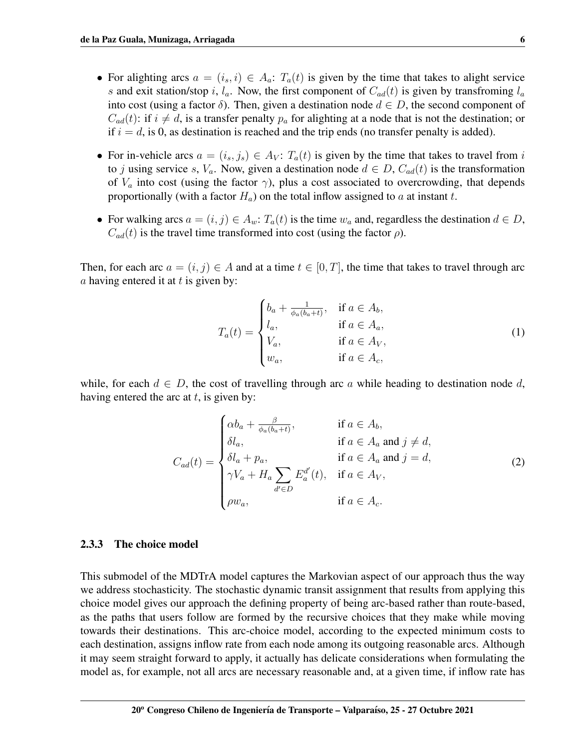- For alighting arcs $a = (i_s, i) \in A_a$: $T_a(t)$ is given by the time that takes to alight service $s$ and exit station/stop $i$, $l_a$. Now, the first component of $C_{ad}(t)$ is given by transfroming $l_a$ into cost (using a factor $\delta$). Then, given a destination node $d \in D$, the second component of $C_{ad}(t)$: if $i \neq d$, is a transfer penalty $p_a$ for alighting at a node that is not the destination; or if $i = d$, is 0, as destination is reached and the trip ends (no transfer penalty is added).

- For in-vehicle arcs $a = (i_s, j_s) \in A_V$: $T_a(t)$ is given by the time that takes to travel from $i$ to $j$ using service $s$, $V_a$. Now, given a destination node $d \in D$, $C_{ad}(t)$ is the transformation of $V_a$ into cost (using the factor $\gamma$), plus a cost associated to overcrowding, that depends proportionally (with a factor $H_a$) on the total inflow assigned to $a$ at instant $t$.

- For walking arcs $a = (i, j) \in A_w$: $T_a(t)$ is the time $w_a$ and, regardless the destination $d \in D$, $C_{ad}(t)$ is the travel time transformed into cost (using the factor $\rho$).

Then, for each arc $a = (i, j) \in A$ and at a time $t \in [0, T]$, the time that takes to travel through arc $a$ having entered it at $t$ is given by:

$$
T_a(t) = \begin{cases} b_a + \frac{1}{\phi_a(b_a + t)}, & \text{if } a \in A_b, \\ l_a, & \text{if } a \in A_a, \\ V_a, & \text{if } a \in A_V, \\ w_a, & \text{if } a \in A_c, \end{cases} \tag{1}
$$

while, for each $d \in D$, the cost of travelling through arc $a$ while heading to destination node $d$, having entered the arc at $t$, is given by:

$$
C_{ad}(t) = \begin{cases} \alpha b_a + \frac{\beta}{\phi_a(b_a + t)}, & \text{if } a \in A_b, \\ \delta l_a, & \text{if } a \in A_a \text{ and } j \neq d, \\ \delta l_a + p_a, & \text{if } a \in A_a \text{ and } j = d, \\ \gamma V_a + H_a \sum_{d' \in D} E_a^{d'}(t), & \text{if } a \in A_V, \\ \rho w_a, & \text{if } a \in A_c. \end{cases} \tag{2}
$$

### 2.3.3 The choice model

This submodel of the MDTrA model captures the Markovian aspect of our approach thus the way we address stochasticity. The stochastic dynamic transit assignment that results from applying this choice model gives our approach the defining property of being arc-based rather than route-based, as the paths that users follow are formed by the recursive choices that they make while moving towards their destinations. This arc-choice model, according to the expected minimum costs to each destination, assigns inflow rate from each node among its outgoing reasonable arcs. Although it may seem straight forward to apply, it actually has delicate considerations when formulating the model as, for example, not all arcs are necessary reasonable and, at a given time, if inflow rate has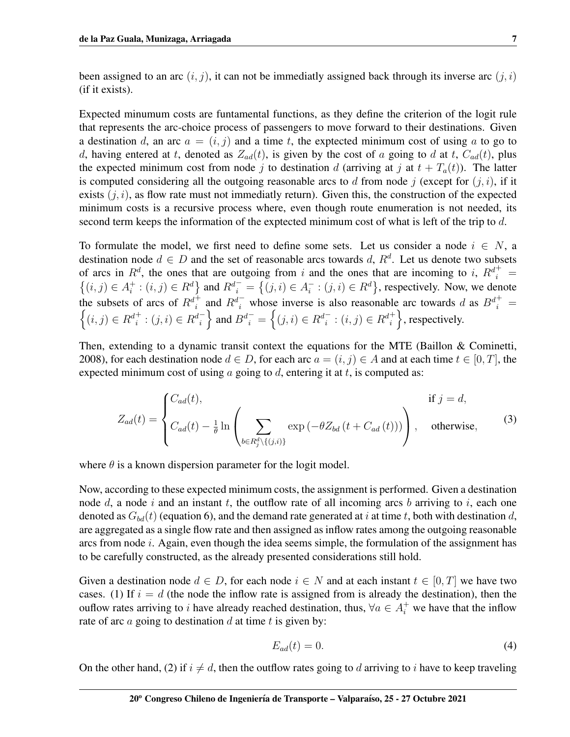been assigned to an arc $(i, j)$, it can not be immediatly assigned back through its inverse arc $(j, i)$ (if it exists).

Expected minumum costs are funtamental functions, as they define the criterion of the logit rule that represents the arc-choice process of passengers to move forward to their destinations. Given a destination $d$, an arc $a = (i, j)$ and a time $t$, the exptected minimum cost of using $a$ to go to $d$, having entered at $t$, denoted as $Z_{ad}(t)$, is given by the cost of $a$ going to $d$ at $t$, $C_{ad}(t)$, plus the expected minimum cost from node $j$ to destination $d$ (arriving at $j$ at $t + T_a(t)$). The latter is computed considering all the outgoing reasonable arcs to $d$ from node $j$ (except for $(j, i)$, if it exists $(j, i)$, as flow rate must not immediatly return). Given this, the construction of the expected minimum costs is a recursive process where, even though route enumeration is not needed, its second term keeps the information of the exptected minimum cost of what is left of the trip to $d$.

To formulate the model, we first need to define some sets. Let us consider a node $i \in N$, a destination node $d \in D$ and the set of reasonable arcs towards $d$, $R^d$. Let us denote two subsets of arcs in $R^d$, the ones that are outgoing from $i$ and the ones that are incoming to $i$, $R^{d+}_i = \left\{(i, j) \in A^+_i : (i, j) \in R^d\right\}$ and $R^{d-}_i = \left\{(j, i) \in A^-_i : (j, i) \in R^d\right\}$, respectively. Now, we denote the subsets of arcs of $R^{d+}_i$ and $R^{d-}_i$ whose inverse is also reasonable arc towards $d$ as $B^{d+}_i = \left\{(i, j) \in R^{d+}_i : (j, i) \in R^{d-}_i\right\}$ and $B^{d-}_i = \left\{(j, i) \in R^{d-}_i : (i, j) \in R^{d+}_i\right\}$, respectively.

Then, extending to a dynamic transit context the equations for the MTE (Baillon & Cominetti, 2008), for each destination node $d \in D$, for each arc $a = (i, j) \in A$ and at each time $t \in [0, T]$, the expected minimum cost of using $a$ going to $d$, entering it at $t$, is computed as:

$$
Z_{ad}(t) = \begin{cases} C_{ad}(t), & \text{if } j = d, \\ C_{ad}(t) - \frac{1}{\theta} \ln \left( \displaystyle\sum_{b \in R^d_j \setminus \{(j,i)\}} \exp\left(-\theta Z_{bd}\left(t + C_{ad}\left(t\right)\right)\right) \right), & \text{otherwise}, \end{cases} \tag{3}
$$

where $\theta$ is a known dispersion parameter for the logit model.

Now, according to these expected minimum costs, the assignment is performed. Given a destination node $d$, a node $i$ and an instant $t$, the outflow rate of all incoming arcs $b$ arriving to $i$, each one denoted as $G_{bd}(t)$ (equation 6), and the demand rate generated at $i$ at time $t$, both with destination $d$, are aggregated as a single flow rate and then assigned as inflow rates among the outgoing reasonable arcs from node $i$. Again, even though the idea seems simple, the formulation of the assignment has to be carefully constructed, as the already presented considerations still hold.

Given a destination node $d \in D$, for each node $i \in N$ and at each instant $t \in [0, T]$ we have two cases. (1) If $i = d$ (the node the inflow rate is assigned from is already the destination), then the ouflow rates arriving to $i$ have already reached destination, thus, $\forall a \in A^+_i$ we have that the inflow rate of arc $a$ going to destination $d$ at time $t$ is given by:

$$
E_{ad}(t) = 0. \tag{4}
$$

On the other hand, (2) if $i \neq d$, then the outflow rates going to $d$ arriving to $i$ have to keep traveling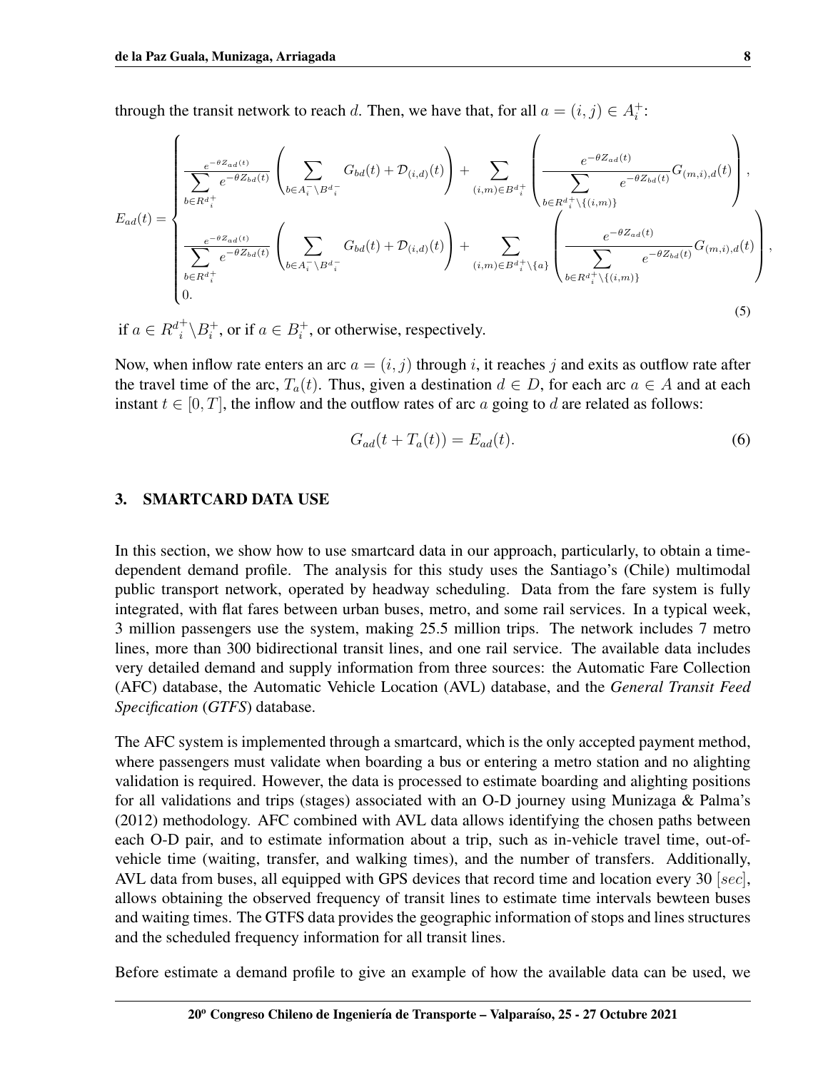through the transit network to reach $d$. Then, we have that, for all $a = (i, j) \in A_i^+$:

$$E_{ad}(t) = \begin{cases} \dfrac{e^{-\theta Z_{ad}(t)}}{\sum\limits_{b \in R^{d}{}_i^+} e^{-\theta Z_{bd}(t)}} \left( \sum\limits_{b \in A_i^- \setminus B^{d}{}_i^-} G_{bd}(t) + \mathcal{D}_{(i,d)}(t) \right) + \sum\limits_{(i,m) \in B^{d}{}_i^+} \left( \dfrac{e^{-\theta Z_{ad}(t)}}{\sum\limits_{b \in R^{d}{}_i^+ \setminus \{(i,m)\}} e^{-\theta Z_{bd}(t)}} G_{(m,i),d}(t) \right), \\ \dfrac{e^{-\theta Z_{ad}(t)}}{\sum\limits_{b \in R^{d}{}_i^+} e^{-\theta Z_{bd}(t)}} \left( \sum\limits_{b \in A_i^- \setminus B^{d}{}_i^-} G_{bd}(t) + \mathcal{D}_{(i,d)}(t) \right) + \sum\limits_{(i,m) \in B^{d}{}_i^+ \setminus \{a\}} \left( \dfrac{e^{-\theta Z_{ad}(t)}}{\sum\limits_{b \in R^{d}{}_i^+ \setminus \{(i,m)\}} e^{-\theta Z_{bd}(t)}} G_{(m,i),d}(t) \right), \\ 0. \end{cases} \tag{5}$$

if $a \in R^{d}{}_i^+ \setminus B_i^+$, or if $a \in B_i^+$, or otherwise, respectively.

Now, when inflow rate enters an arc $a = (i, j)$ through $i$, it reaches $j$ and exits as outflow rate after the travel time of the arc, $T_a(t)$. Thus, given a destination $d \in D$, for each arc $a \in A$ and at each instant $t \in [0, T]$, the inflow and the outflow rates of arc $a$ going to $d$ are related as follows:

$$G_{ad}(t + T_a(t)) = E_{ad}(t). \tag{6}$$

## 3. SMARTCARD DATA USE

In this section, we show how to use smartcard data in our approach, particularly, to obtain a time-dependent demand profile. The analysis for this study uses the Santiago's (Chile) multimodal public transport network, operated by headway scheduling. Data from the fare system is fully integrated, with flat fares between urban buses, metro, and some rail services. In a typical week, 3 million passengers use the system, making 25.5 million trips. The network includes 7 metro lines, more than 300 bidirectional transit lines, and one rail service. The available data includes very detailed demand and supply information from three sources: the Automatic Fare Collection (AFC) database, the Automatic Vehicle Location (AVL) database, and the *General Transit Feed Specification* (*GTFS*) database.

The AFC system is implemented through a smartcard, which is the only accepted payment method, where passengers must validate when boarding a bus or entering a metro station and no alighting validation is required. However, the data is processed to estimate boarding and alighting positions for all validations and trips (stages) associated with an O-D journey using Munizaga & Palma's (2012) methodology. AFC combined with AVL data allows identifying the chosen paths between each O-D pair, and to estimate information about a trip, such as in-vehicle travel time, out-of-vehicle time (waiting, transfer, and walking times), and the number of transfers. Additionally, AVL data from buses, all equipped with GPS devices that record time and location every 30 $[sec]$, allows obtaining the observed frequency of transit lines to estimate time intervals bewteen buses and waiting times. The GTFS data provides the geographic information of stops and lines structures and the scheduled frequency information for all transit lines.

Before estimate a demand profile to give an example of how the available data can be used, we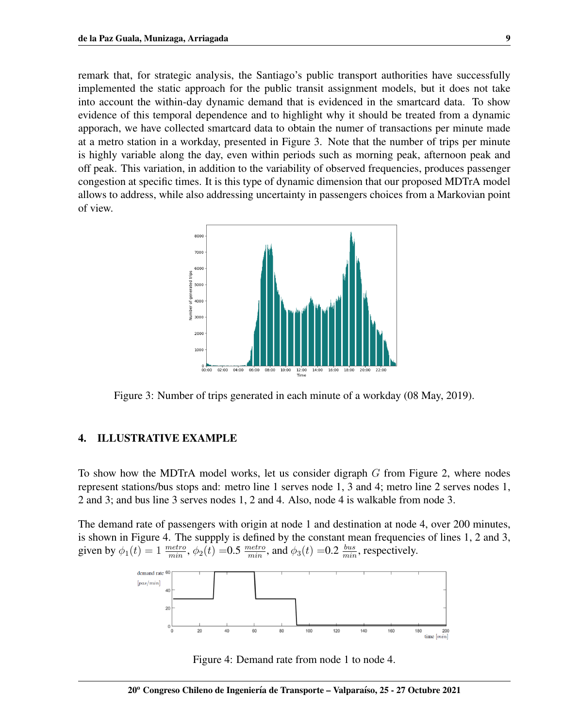remark that, for strategic analysis, the Santiago's public transport authorities have successfully implemented the static approach for the public transit assignment models, but it does not take into account the within-day dynamic demand that is evidenced in the smartcard data. To show evidence of this temporal dependence and to highlight why it should be treated from a dynamic apporach, we have collected smartcard data to obtain the numer of transactions per minute made at a metro station in a workday, presented in Figure 3. Note that the number of trips per minute is highly variable along the day, even within periods such as morning peak, afternoon peak and off peak. This variation, in addition to the variability of observed frequencies, produces passenger congestion at specific times. It is this type of dynamic dimension that our proposed MDTrA model allows to address, while also addressing uncertainty in passengers choices from a Markovian point of view.

Figure 3: Number of trips generated in each minute of a workday (08 May, 2019).

## 4. ILLUSTRATIVE EXAMPLE

To show how the MDTrA model works, let us consider digraph $G$ from Figure 2, where nodes represent stations/bus stops and: metro line 1 serves node 1, 3 and 4; metro line 2 serves nodes 1, 2 and 3; and bus line 3 serves nodes 1, 2 and 4. Also, node 4 is walkable from node 3.

The demand rate of passengers with origin at node 1 and destination at node 4, over 200 minutes, is shown in Figure 4. The suppply is defined by the constant mean frequencies of lines 1, 2 and 3, given by $\phi_1(t) = 1 \, \frac{metro}{min}$, $\phi_2(t) = 0.5 \, \frac{metro}{min}$, and $\phi_3(t) = 0.2 \, \frac{bus}{min}$, respectively.

Figure 4: Demand rate from node 1 to node 4.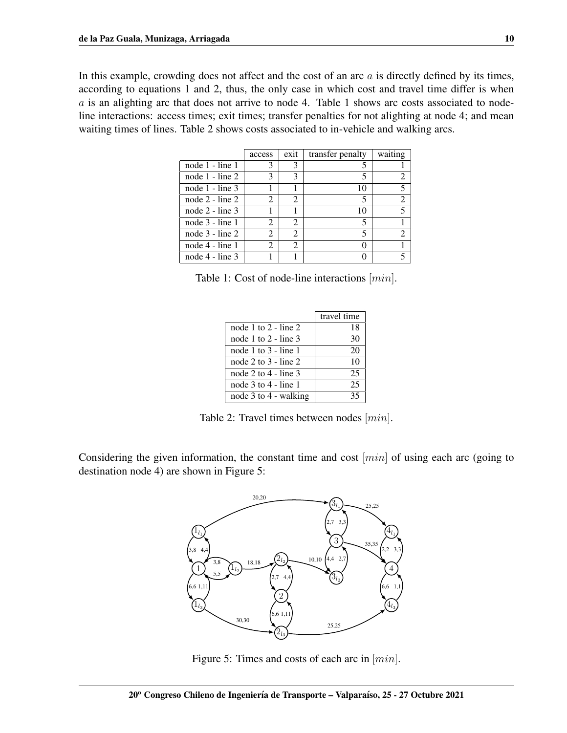In this example, crowding does not affect and the cost of an arc $a$ is directly defined by its times, according to equations 1 and 2, thus, the only case in which cost and travel time differ is when $a$ is an alighting arc that does not arrive to node 4. Table 1 shows arc costs associated to node-line interactions: access times; exit times; transfer penalties for not alighting at node 4; and mean waiting times of lines. Table 2 shows costs associated to in-vehicle and walking arcs.

| | access | exit | transfer penalty | waiting |
|---|---|---|---|---|
| node 1 - line 1 | 3 | 3 | 5 | 1 |
| node 1 - line 2 | 3 | 3 | 5 | 2 |
| node 1 - line 3 | 1 | 1 | 10 | 5 |
| node 2 - line 2 | 2 | 2 | 5 | 2 |
| node 2 - line 3 | 1 | 1 | 10 | 5 |
| node 3 - line 1 | 2 | 2 | 5 | 1 |
| node 3 - line 2 | 2 | 2 | 5 | 2 |
| node 4 - line 1 | 2 | 2 | 0 | 1 |
| node 4 - line 3 | 1 | 1 | 0 | 5 |

Table 1: Cost of node-line interactions $[min]$.

| | travel time |
|---|---|
| node 1 to 2 - line 2 | 18 |
| node 1 to 2 - line 3 | 30 |
| node 1 to 3 - line 1 | 20 |
| node 2 to 3 - line 2 | 10 |
| node 2 to 4 - line 3 | 25 |
| node 3 to 4 - line 1 | 25 |
| node 3 to 4 - walking | 35 |

Table 2: Travel times between nodes $[min]$.

Considering the given information, the constant time and cost $[min]$ of using each arc (going to destination node 4) are shown in Figure 5:

Figure 5: Times and costs of each arc in $[min]$.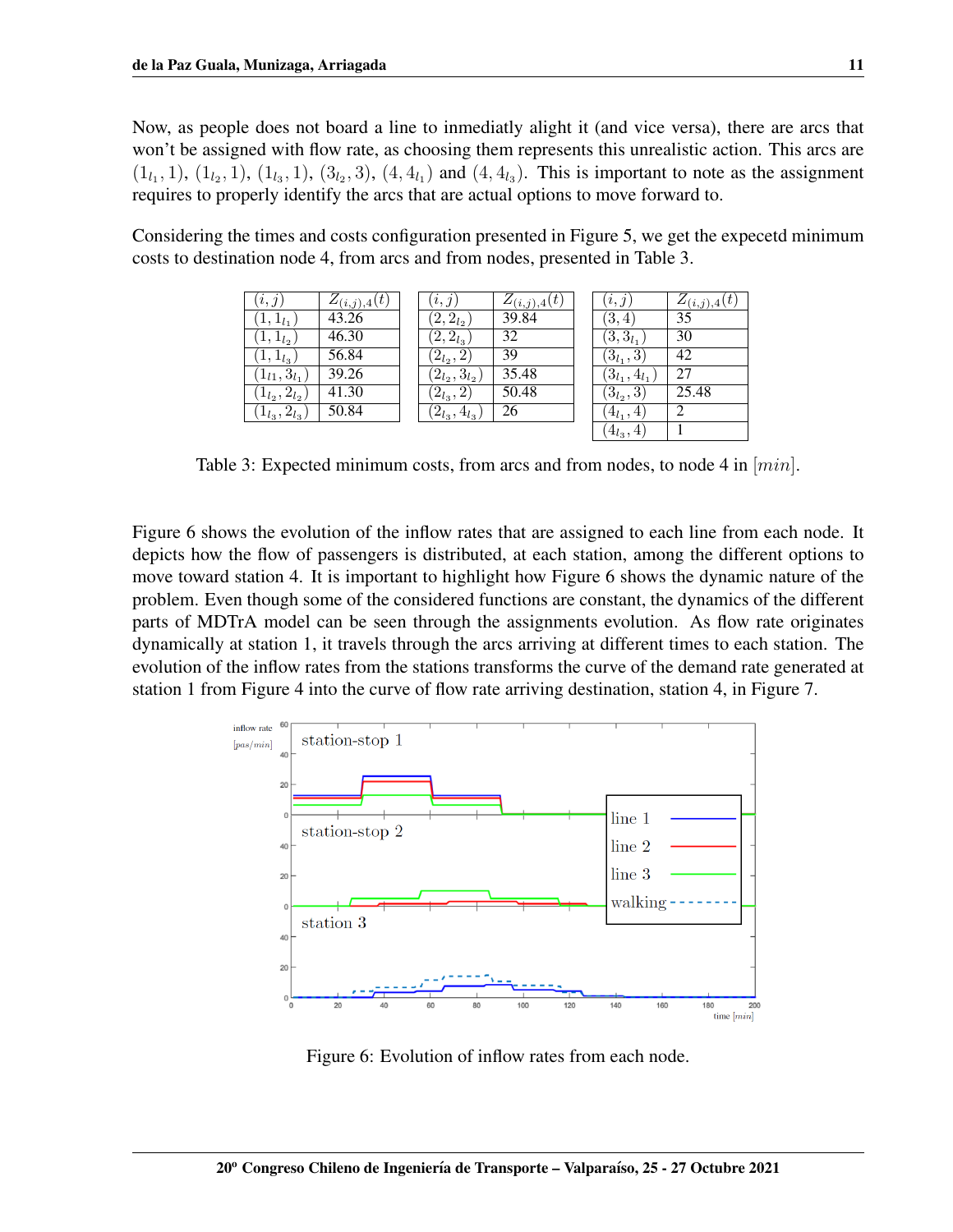Now, as people does not board a line to inmediatly alight it (and vice versa), there are arcs that won't be assigned with flow rate, as choosing them represents this unrealistic action. This arcs are $(1_{l_1}, 1)$, $(1_{l_2}, 1)$, $(1_{l_3}, 1)$, $(3_{l_2}, 3)$, $(4, 4_{l_1})$ and $(4, 4_{l_3})$. This is important to note as the assignment requires to properly identify the arcs that are actual options to move forward to.

Considering the times and costs configuration presented in Figure 5, we get the expecetd minimum costs to destination node 4, from arcs and from nodes, presented in Table 3.

| $(i,j)$ | $Z_{(i,j),4}(t)$ |
|---|---|
| $(1, 1_{l_1})$ | 43.26 |
| $(1, 1_{l_2})$ | 46.30 |
| $(1, 1_{l_3})$ | 56.84 |
| $(1_{l1}, 3_{l_1})$ | 39.26 |
| $(1_{l_2}, 2_{l_2})$ | 41.30 |
| $(1_{l_3}, 2_{l_3})$ | 50.84 |

| $(i,j)$ | $Z_{(i,j),4}(t)$ |
|---|---|
| $(2, 2_{l_2})$ | 39.84 |
| $(2, 2_{l_3})$ | 32 |
| $(2_{l_2}, 2)$ | 39 |
| $(2_{l_2}, 3_{l_2})$ | 35.48 |
| $(2_{l_3}, 2)$ | 50.48 |
| $(2_{l_3}, 4_{l_3})$ | 26 |

| $(i,j)$ | $Z_{(i,j),4}(t)$ |
|---|---|
| $(3, 4)$ | 35 |
| $(3, 3_{l_1})$ | 30 |
| $(3_{l_1}, 3)$ | 42 |
| $(3_{l_1}, 4_{l_1})$ | 27 |
| $(3_{l_2}, 3)$ | 25.48 |
| $(4_{l_1}, 4)$ | 2 |
| $(4_{l_3}, 4)$ | 1 |

Table 3: Expected minimum costs, from arcs and from nodes, to node 4 in $[min]$.

Figure 6 shows the evolution of the inflow rates that are assigned to each line from each node. It depicts how the flow of passengers is distributed, at each station, among the different options to move toward station 4. It is important to highlight how Figure 6 shows the dynamic nature of the problem. Even though some of the considered functions are constant, the dynamics of the different parts of MDTrA model can be seen through the assignments evolution. As flow rate originates dynamically at station 1, it travels through the arcs arriving at different times to each station. The evolution of the inflow rates from the stations transforms the curve of the demand rate generated at station 1 from Figure 4 into the curve of flow rate arriving destination, station 4, in Figure 7.

Figure 6: Evolution of inflow rates from each node.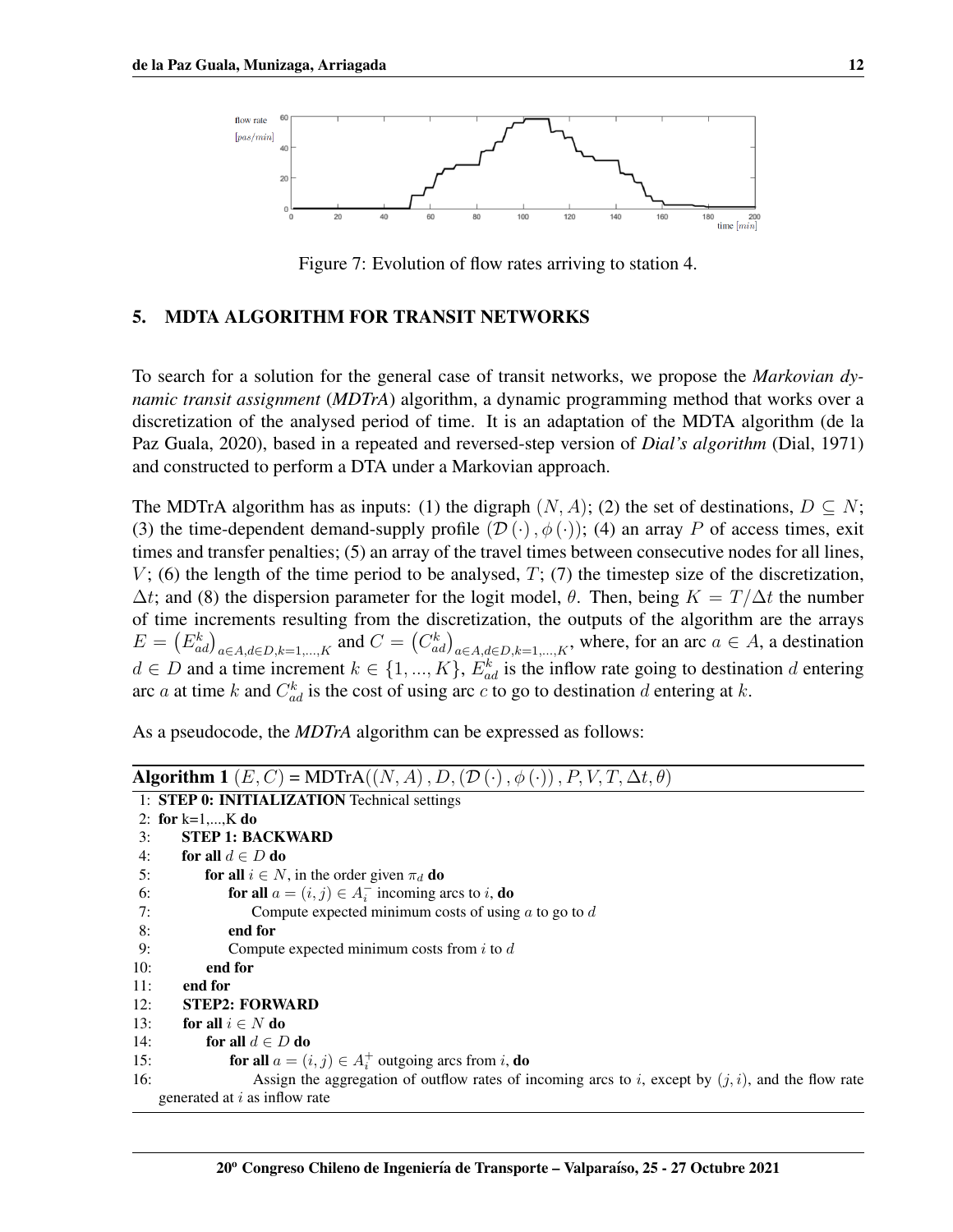Figure 7: Evolution of flow rates arriving to station 4.

## 5. MDTA ALGORITHM FOR TRANSIT NETWORKS

To search for a solution for the general case of transit networks, we propose the *Markovian dynamic transit assignment* (*MDTrA*) algorithm, a dynamic programming method that works over a discretization of the analysed period of time. It is an adaptation of the MDTA algorithm (de la Paz Guala, 2020), based in a repeated and reversed-step version of ***Dial's algorithm*** (Dial, 1971) and constructed to perform a DTA under a Markovian approach.

The MDTrA algorithm has as inputs: (1) the digraph $(N, A)$; (2) the set of destinations, $D \subseteq N$; (3) the time-dependent demand-supply profile $(\mathcal{D}(\cdot), \phi(\cdot))$; (4) an array $P$ of access times, exit times and transfer penalties; (5) an array of the travel times between consecutive nodes for all lines, $V$; (6) the length of the time period to be analysed, $T$; (7) the timestep size of the discretization, $\Delta t$; and (8) the dispersion parameter for the logit model, $\theta$. Then, being $K = T/\Delta t$ the number of time increments resulting from the discretization, the outputs of the algorithm are the arrays $E = \left(E_{ad}^{k}\right)_{a \in A, d \in D, k=1,...,K}$ and $C = \left(C_{ad}^{k}\right)_{a \in A, d \in D, k=1,...,K}$, where, for an arc $a \in A$, a destination $d \in D$ and a time increment $k \in \{1, ..., K\}$, $E_{ad}^{k}$ is the inflow rate going to destination $d$ entering arc $a$ at time $k$ and $C_{ad}^{k}$ is the cost of using arc $c$ to go to destination $d$ entering at $k$.

As a pseudocode, the *MDTrA* algorithm can be expressed as follows:

**Algorithm 1** $(E, C)$ = MDTrA$((N, A), D, (\mathcal{D}(\cdot), \phi(\cdot)), P, V, T, \Delta t, \theta)$

```
 1: STEP 0: INITIALIZATION Technical settings
 2: for k=1,...,K do
 3:     STEP 1: BACKWARD
 4:     for all d ∈ D do
 5:         for all i ∈ N, in the order given π_d do
 6:             for all a = (i, j) ∈ A_i^- incoming arcs to i, do
 7:                 Compute expected minimum costs of using a to go to d
 8:             end for
 9:             Compute expected minimum costs from i to d
10:         end for
11:     end for
12:     STEP2: FORWARD
13:     for all i ∈ N do
14:         for all d ∈ D do
15:             for all a = (i, j) ∈ A_i^+ outgoing arcs from i, do
16:                 Assign the aggregation of outflow rates of incoming arcs to i, except by (j, i), and the flow rate
    generated at i as inflow rate
```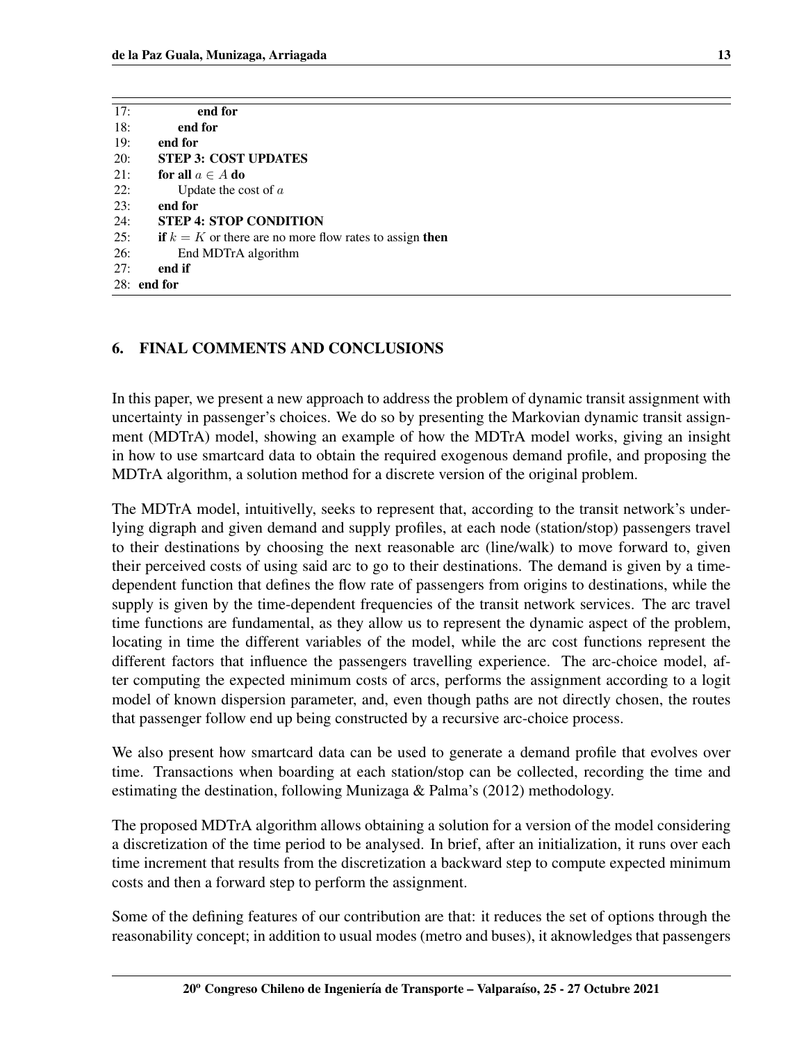```
17:             end for
18:         end for
19:     end for
20:     STEP 3: COST UPDATES
21:     for all a ∈ A do
22:         Update the cost of a
23:     end for
24:     STEP 4: STOP CONDITION
25:     if k = K or there are no more flow rates to assign then
26:         End MDTrA algorithm
27:     end if
28: end for
```

## 6. FINAL COMMENTS AND CONCLUSIONS

In this paper, we present a new approach to address the problem of dynamic transit assignment with uncertainty in passenger's choices. We do so by presenting the Markovian dynamic transit assignment (MDTrA) model, showing an example of how the MDTrA model works, giving an insight in how to use smartcard data to obtain the required exogenous demand profile, and proposing the MDTrA algorithm, a solution method for a discrete version of the original problem.

The MDTrA model, intuitivelly, seeks to represent that, according to the transit network's underlying digraph and given demand and supply profiles, at each node (station/stop) passengers travel to their destinations by choosing the next reasonable arc (line/walk) to move forward to, given their perceived costs of using said arc to go to their destinations. The demand is given by a time-dependent function that defines the flow rate of passengers from origins to destinations, while the supply is given by the time-dependent frequencies of the transit network services. The arc travel time functions are fundamental, as they allow us to represent the dynamic aspect of the problem, locating in time the different variables of the model, while the arc cost functions represent the different factors that influence the passengers travelling experience. The arc-choice model, after computing the expected minimum costs of arcs, performs the assignment according to a logit model of known dispersion parameter, and, even though paths are not directly chosen, the routes that passenger follow end up being constructed by a recursive arc-choice process.

We also present how smartcard data can be used to generate a demand profile that evolves over time. Transactions when boarding at each station/stop can be collected, recording the time and estimating the destination, following Munizaga & Palma's (2012) methodology.

The proposed MDTrA algorithm allows obtaining a solution for a version of the model considering a discretization of the time period to be analysed. In brief, after an initialization, it runs over each time increment that results from the discretization a backward step to compute expected minimum costs and then a forward step to perform the assignment.

Some of the defining features of our contribution are that: it reduces the set of options through the reasonability concept; in addition to usual modes (metro and buses), it aknowledges that passengers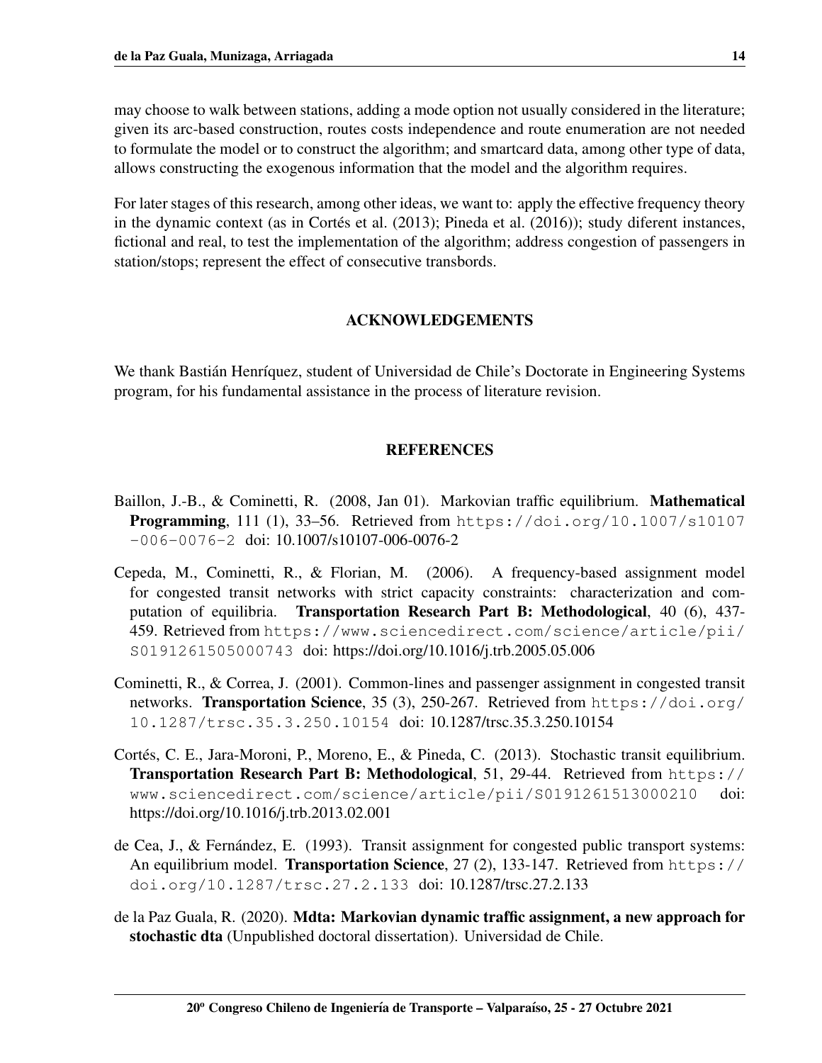may choose to walk between stations, adding a mode option not usually considered in the literature; given its arc-based construction, routes costs independence and route enumeration are not needed to formulate the model or to construct the algorithm; and smartcard data, among other type of data, allows constructing the exogenous information that the model and the algorithm requires.

For later stages of this research, among other ideas, we want to: apply the effective frequency theory in the dynamic context (as in Cortés et al. (2013); Pineda et al. (2016)); study diferent instances, fictional and real, to test the implementation of the algorithm; address congestion of passengers in station/stops; represent the effect of consecutive transbords.

## ACKNOWLEDGEMENTS

We thank Bastián Henríquez, student of Universidad de Chile's Doctorate in Engineering Systems program, for his fundamental assistance in the process of literature revision.

## REFERENCES

Baillon, J.-B., & Cominetti, R. (2008, Jan 01). Markovian traffic equilibrium. **Mathematical Programming**, 111 (1), 33–56. Retrieved from https://doi.org/10.1007/s10107-006-0076-2 doi: 10.1007/s10107-006-0076-2

Cepeda, M., Cominetti, R., & Florian, M. (2006). A frequency-based assignment model for congested transit networks with strict capacity constraints: characterization and computation of equilibria. **Transportation Research Part B: Methodological**, 40 (6), 437-459. Retrieved from https://www.sciencedirect.com/science/article/pii/S0191261505000743 doi: https://doi.org/10.1016/j.trb.2005.05.006

Cominetti, R., & Correa, J. (2001). Common-lines and passenger assignment in congested transit networks. **Transportation Science**, 35 (3), 250-267. Retrieved from https://doi.org/10.1287/trsc.35.3.250.10154 doi: 10.1287/trsc.35.3.250.10154

Cortés, C. E., Jara-Moroni, P., Moreno, E., & Pineda, C. (2013). Stochastic transit equilibrium. **Transportation Research Part B: Methodological**, 51, 29-44. Retrieved from https://www.sciencedirect.com/science/article/pii/S0191261513000210 doi: https://doi.org/10.1016/j.trb.2013.02.001

de Cea, J., & Fernández, E. (1993). Transit assignment for congested public transport systems: An equilibrium model. **Transportation Science**, 27 (2), 133-147. Retrieved from https://doi.org/10.1287/trsc.27.2.133 doi: 10.1287/trsc.27.2.133

de la Paz Guala, R. (2020). **Mdta: Markovian dynamic traffic assignment, a new approach for stochastic dta** (Unpublished doctoral dissertation). Universidad de Chile.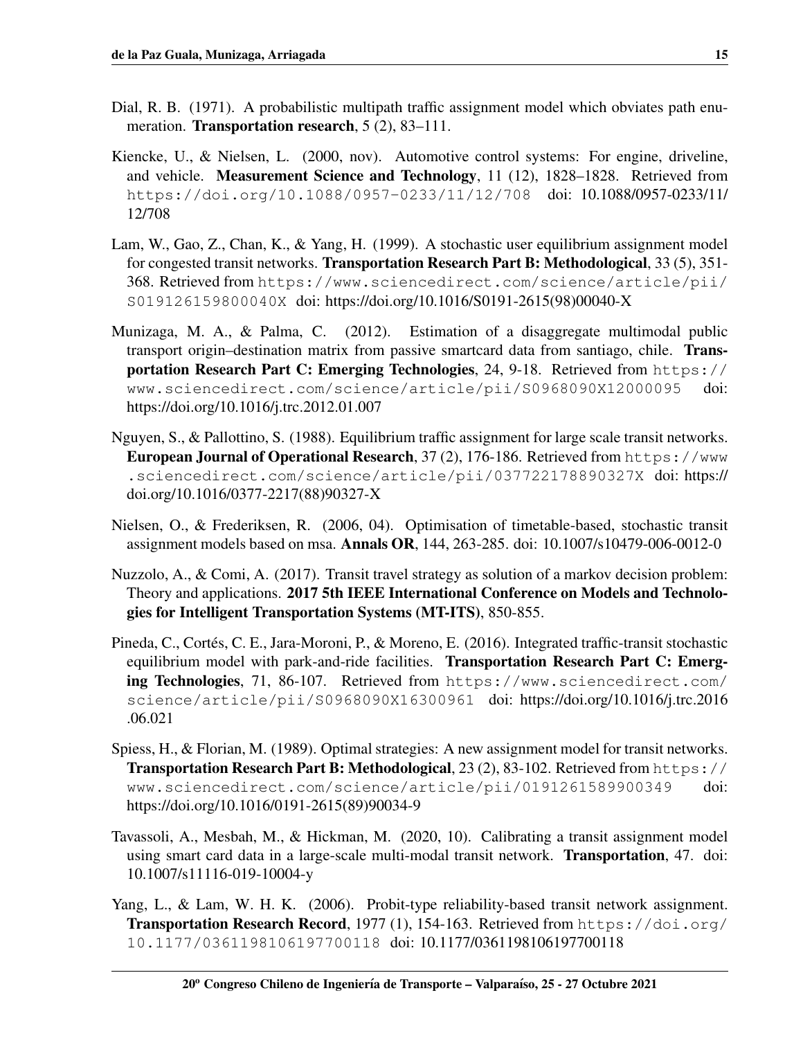Dial, R. B. (1971). A probabilistic multipath traffic assignment model which obviates path enumeration. **Transportation research**, 5 (2), 83–111.

Kiencke, U., & Nielsen, L. (2000, nov). Automotive control systems: For engine, driveline, and vehicle. **Measurement Science and Technology**, 11 (12), 1828–1828. Retrieved from https://doi.org/10.1088/0957-0233/11/12/708 doi: 10.1088/0957-0233/11/12/708

Lam, W., Gao, Z., Chan, K., & Yang, H. (1999). A stochastic user equilibrium assignment model for congested transit networks. **Transportation Research Part B: Methodological**, 33 (5), 351-368. Retrieved from https://www.sciencedirect.com/science/article/pii/S019126159800040X doi: https://doi.org/10.1016/S0191-2615(98)00040-X

Munizaga, M. A., & Palma, C. (2012). Estimation of a disaggregate multimodal public transport origin–destination matrix from passive smartcard data from santiago, chile. **Transportation Research Part C: Emerging Technologies**, 24, 9-18. Retrieved from https://www.sciencedirect.com/science/article/pii/S0968090X12000095 doi: https://doi.org/10.1016/j.trc.2012.01.007

Nguyen, S., & Pallottino, S. (1988). Equilibrium traffic assignment for large scale transit networks. **European Journal of Operational Research**, 37 (2), 176-186. Retrieved from https://www.sciencedirect.com/science/article/pii/037722178890327X doi: https://doi.org/10.1016/0377-2217(88)90327-X

Nielsen, O., & Frederiksen, R. (2006, 04). Optimisation of timetable-based, stochastic transit assignment models based on msa. **Annals OR**, 144, 263-285. doi: 10.1007/s10479-006-0012-0

Nuzzolo, A., & Comi, A. (2017). Transit travel strategy as solution of a markov decision problem: Theory and applications. **2017 5th IEEE International Conference on Models and Technologies for Intelligent Transportation Systems (MT-ITS)**, 850-855.

Pineda, C., Cortés, C. E., Jara-Moroni, P., & Moreno, E. (2016). Integrated traffic-transit stochastic equilibrium model with park-and-ride facilities. **Transportation Research Part C: Emerging Technologies**, 71, 86-107. Retrieved from https://www.sciencedirect.com/science/article/pii/S0968090X16300961 doi: https://doi.org/10.1016/j.trc.2016.06.021

Spiess, H., & Florian, M. (1989). Optimal strategies: A new assignment model for transit networks. **Transportation Research Part B: Methodological**, 23 (2), 83-102. Retrieved from https://www.sciencedirect.com/science/article/pii/0191261589900349 doi: https://doi.org/10.1016/0191-2615(89)90034-9

Tavassoli, A., Mesbah, M., & Hickman, M. (2020, 10). Calibrating a transit assignment model using smart card data in a large-scale multi-modal transit network. **Transportation**, 47. doi: 10.1007/s11116-019-10004-y

Yang, L., & Lam, W. H. K. (2006). Probit-type reliability-based transit network assignment. **Transportation Research Record**, 1977 (1), 154-163. Retrieved from https://doi.org/10.1177/0361198106197700118 doi: 10.1177/0361198106197700118